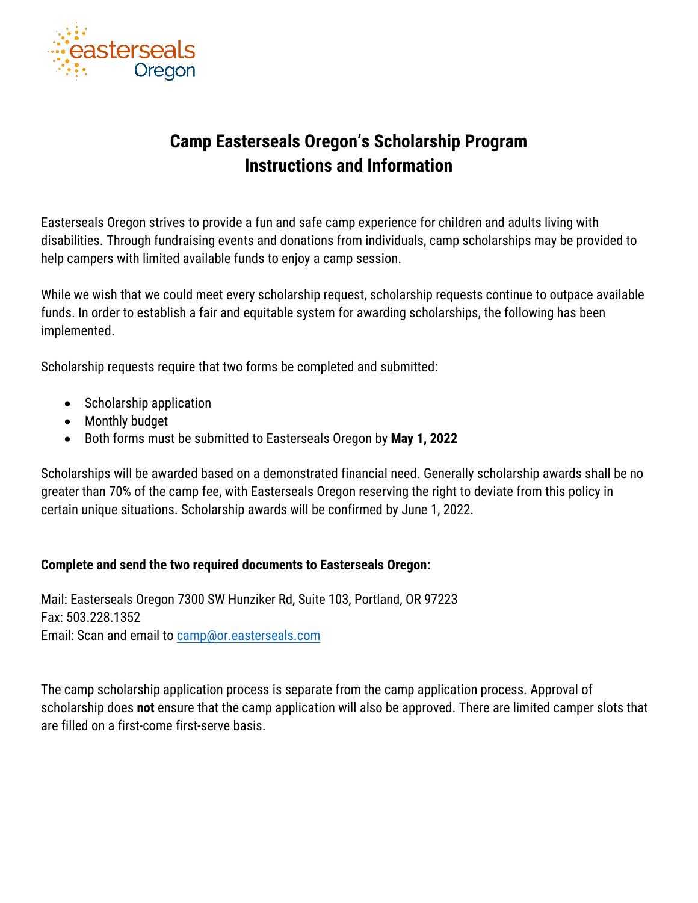easterseals Oregon

# Camp Easterseals Oregon's Scholarship Program
# Instructions and Information

Easterseals Oregon strives to provide a fun and safe camp experience for children and adults living with disabilities. Through fundraising events and donations from individuals, camp scholarships may be provided to help campers with limited available funds to enjoy a camp session.

While we wish that we could meet every scholarship request, scholarship requests continue to outpace available funds. In order to establish a fair and equitable system for awarding scholarships, the following has been implemented.

Scholarship requests require that two forms be completed and submitted:

- Scholarship application
- Monthly budget
- Both forms must be submitted to Easterseals Oregon by **May 1, 2022**

Scholarships will be awarded based on a demonstrated financial need. Generally scholarship awards shall be no greater than 70% of the camp fee, with Easterseals Oregon reserving the right to deviate from this policy in certain unique situations. Scholarship awards will be confirmed by June 1, 2022.

**Complete and send the two required documents to Easterseals Oregon:**

Mail: Easterseals Oregon 7300 SW Hunziker Rd, Suite 103, Portland, OR 97223
Fax: 503.228.1352
Email: Scan and email to camp@or.easterseals.com

The camp scholarship application process is separate from the camp application process. Approval of scholarship does **not** ensure that the camp application will also be approved. There are limited camper slots that are filled on a first-come first-serve basis.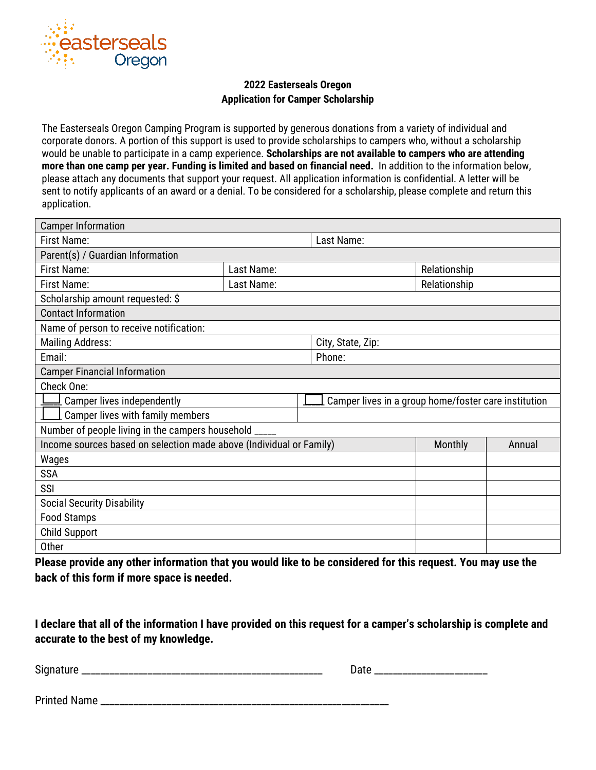easterseals Oregon

**2022 Easterseals Oregon**
**Application for Camper Scholarship**

The Easterseals Oregon Camping Program is supported by generous donations from a variety of individual and corporate donors. A portion of this support is used to provide scholarships to campers who, without a scholarship would be unable to participate in a camp experience. **Scholarships are not available to campers who are attending more than one camp per year. Funding is limited and based on financial need.** In addition to the information below, please attach any documents that support your request. All application information is confidential. A letter will be sent to notify applicants of an award or a denial. To be considered for a scholarship, please complete and return this application.

| Camper Information | | |
|---|---|---|
| First Name: | Last Name: | |
| **Parent(s) / Guardian Information** | | |
| First Name: | Last Name: | Relationship |
| First Name: | Last Name: | Relationship |
| Scholarship amount requested: $ | | |
| **Contact Information** | | |
| Name of person to receive notification: | | |
| Mailing Address: | City, State, Zip: | |
| Email: | Phone: | |
| **Camper Financial Information** | | |
| Check One: | | |
| ☐ Camper lives independently | ☐ Camper lives in a group home/foster care institution | |
| ☐ Camper lives with family members | | |
| Number of people living in the campers household ____ | | |

| Income sources based on selection made above (Individual or Family) | Monthly | Annual |
|---|---|---|
| Wages | | |
| SSA | | |
| SSI | | |
| Social Security Disability | | |
| Food Stamps | | |
| Child Support | | |
| Other | | |

**Please provide any other information that you would like to be considered for this request. You may use the back of this form if more space is needed.**

**I declare that all of the information I have provided on this request for a camper's scholarship is complete and accurate to the best of my knowledge.**

Signature _______________________________________________ Date ______________________

Printed Name _________________________________________________________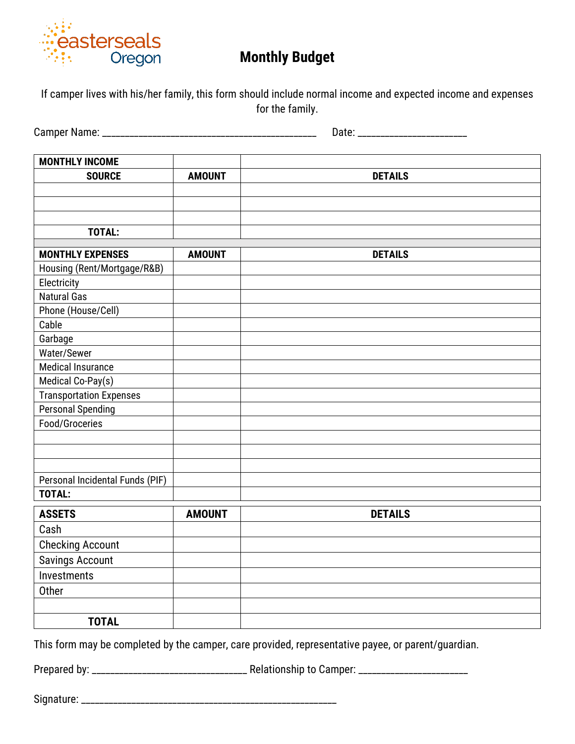easterseals Oregon

# Monthly Budget

If camper lives with his/her family, this form should include normal income and expected income and expenses for the family.

Camper Name: ___________________________________________ Date: ______________________

| MONTHLY INCOME | | |
|---|---|---|
| **SOURCE** | **AMOUNT** | **DETAILS** |
| | | |
| | | |
| | | |
| **TOTAL:** | | |

| MONTHLY EXPENSES | AMOUNT | DETAILS |
|---|---|---|
| Housing (Rent/Mortgage/R&B) | | |
| Electricity | | |
| Natural Gas | | |
| Phone (House/Cell) | | |
| Cable | | |
| Garbage | | |
| Water/Sewer | | |
| Medical Insurance | | |
| Medical Co-Pay(s) | | |
| Transportation Expenses | | |
| Personal Spending | | |
| Food/Groceries | | |
| | | |
| | | |
| | | |
| Personal Incidental Funds (PIF) | | |
| **TOTAL:** | | |

| ASSETS | AMOUNT | DETAILS |
|---|---|---|
| Cash | | |
| Checking Account | | |
| Savings Account | | |
| Investments | | |
| Other | | |
| | | |
| **TOTAL** | | |

This form may be completed by the camper, care provided, representative payee, or parent/guardian.

Prepared by: _______________________________ Relationship to Camper: ______________________

Signature: ____________________________________________________